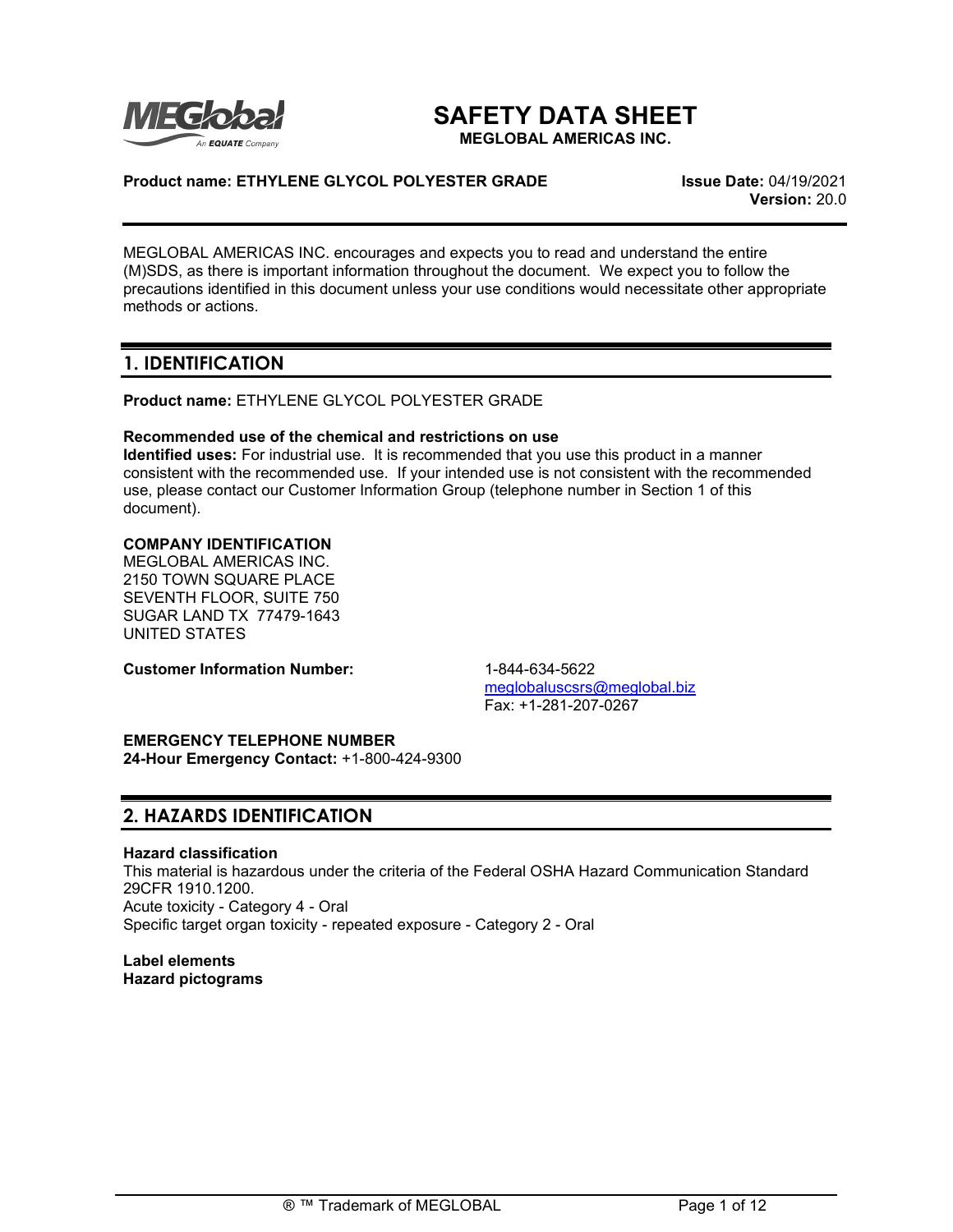# SAFETY DATA SHEET

**MEGLOBAL AMERICAS INC.**

**Product name: ETHYLENE GLYCOL POLYESTER GRADE**

**Issue Date:** 04/19/2021
**Version:** 20.0

MEGLOBAL AMERICAS INC. encourages and expects you to read and understand the entire (M)SDS, as there is important information throughout the document. We expect you to follow the precautions identified in this document unless your use conditions would necessitate other appropriate methods or actions.

## 1. IDENTIFICATION

**Product name:** ETHYLENE GLYCOL POLYESTER GRADE

**Recommended use of the chemical and restrictions on use**
**Identified uses:** For industrial use. It is recommended that you use this product in a manner consistent with the recommended use. If your intended use is not consistent with the recommended use, please contact our Customer Information Group (telephone number in Section 1 of this document).

**COMPANY IDENTIFICATION**
MEGLOBAL AMERICAS INC.
2150 TOWN SQUARE PLACE
SEVENTH FLOOR, SUITE 750
SUGAR LAND TX 77479-1643
UNITED STATES

**Customer Information Number:** 1-844-634-5622
meglobaluscsrs@meglobal.biz
Fax: +1-281-207-0267

**EMERGENCY TELEPHONE NUMBER**
**24-Hour Emergency Contact:** +1-800-424-9300

## 2. HAZARDS IDENTIFICATION

**Hazard classification**
This material is hazardous under the criteria of the Federal OSHA Hazard Communication Standard 29CFR 1910.1200.
Acute toxicity - Category 4 - Oral
Specific target organ toxicity - repeated exposure - Category 2 - Oral

**Label elements**
**Hazard pictograms**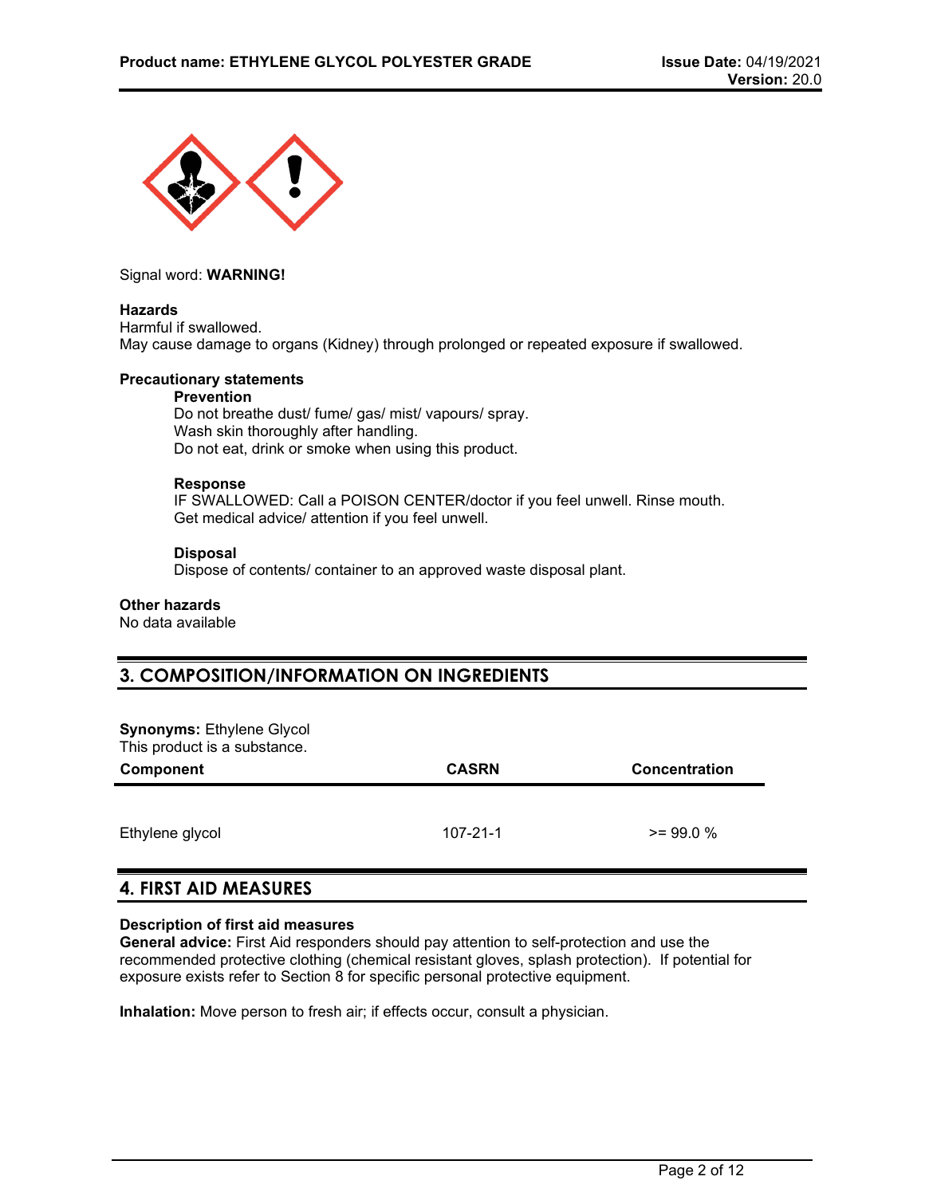Signal word: **WARNING!**

**Hazards**
Harmful if swallowed.
May cause damage to organs (Kidney) through prolonged or repeated exposure if swallowed.

**Precautionary statements**

**Prevention**
Do not breathe dust/ fume/ gas/ mist/ vapours/ spray.
Wash skin thoroughly after handling.
Do not eat, drink or smoke when using this product.

**Response**
IF SWALLOWED: Call a POISON CENTER/doctor if you feel unwell. Rinse mouth.
Get medical advice/ attention if you feel unwell.

**Disposal**
Dispose of contents/ container to an approved waste disposal plant.

**Other hazards**
No data available

## 3. COMPOSITION/INFORMATION ON INGREDIENTS

**Synonyms:** Ethylene Glycol
This product is a substance.

| Component | CASRN | Concentration |
|---|---|---|
| Ethylene glycol | 107-21-1 | >= 99.0 % |

## 4. FIRST AID MEASURES

**Description of first aid measures**
**General advice:** First Aid responders should pay attention to self-protection and use the recommended protective clothing (chemical resistant gloves, splash protection). If potential for exposure exists refer to Section 8 for specific personal protective equipment.

**Inhalation:** Move person to fresh air; if effects occur, consult a physician.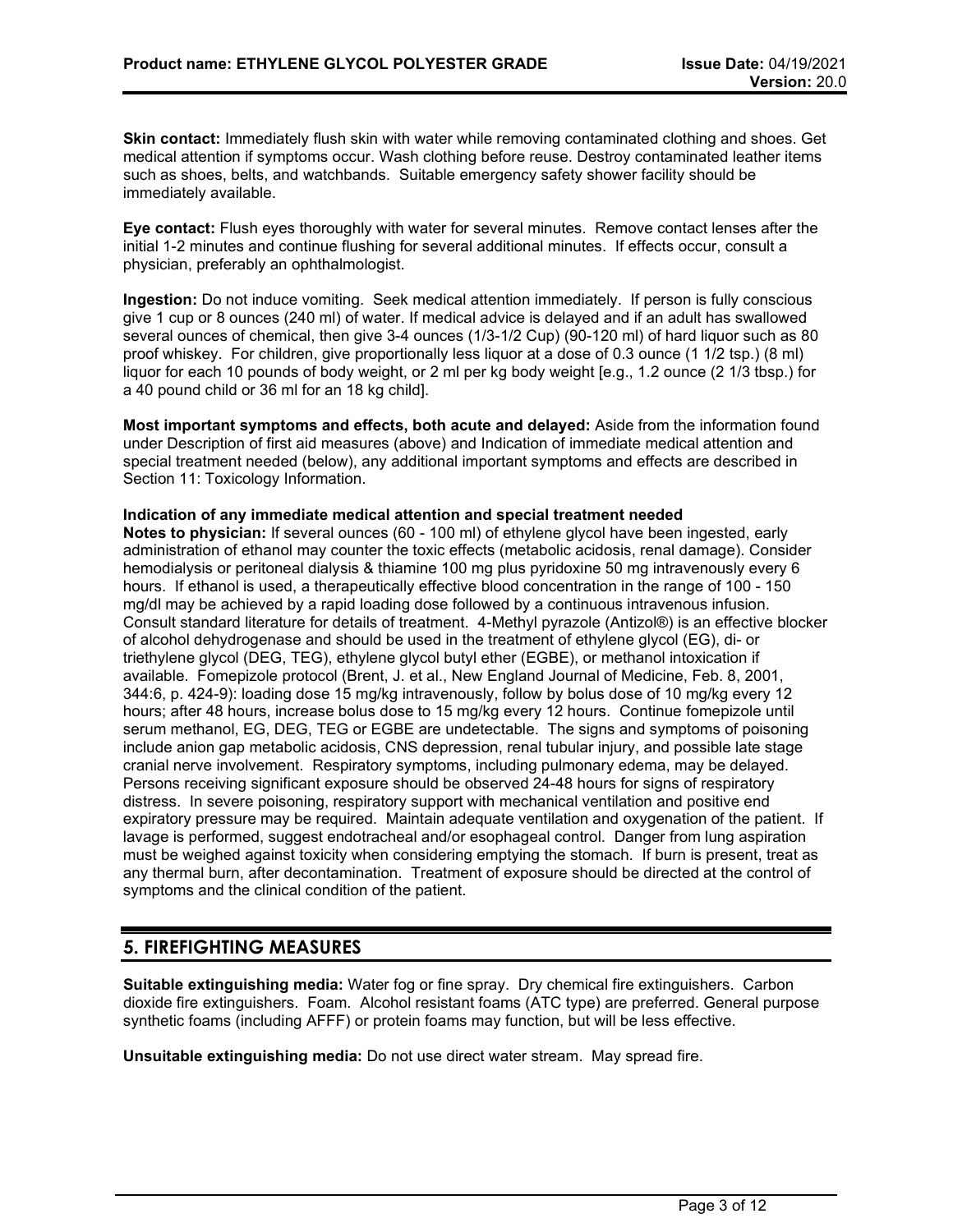**Skin contact:** Immediately flush skin with water while removing contaminated clothing and shoes. Get medical attention if symptoms occur. Wash clothing before reuse. Destroy contaminated leather items such as shoes, belts, and watchbands. Suitable emergency safety shower facility should be immediately available.

**Eye contact:** Flush eyes thoroughly with water for several minutes. Remove contact lenses after the initial 1-2 minutes and continue flushing for several additional minutes. If effects occur, consult a physician, preferably an ophthalmologist.

**Ingestion:** Do not induce vomiting. Seek medical attention immediately. If person is fully conscious give 1 cup or 8 ounces (240 ml) of water. If medical advice is delayed and if an adult has swallowed several ounces of chemical, then give 3-4 ounces (1/3-1/2 Cup) (90-120 ml) of hard liquor such as 80 proof whiskey. For children, give proportionally less liquor at a dose of 0.3 ounce (1 1/2 tsp.) (8 ml) liquor for each 10 pounds of body weight, or 2 ml per kg body weight [e.g., 1.2 ounce (2 1/3 tbsp.) for a 40 pound child or 36 ml for an 18 kg child].

**Most important symptoms and effects, both acute and delayed:** Aside from the information found under Description of first aid measures (above) and Indication of immediate medical attention and special treatment needed (below), any additional important symptoms and effects are described in Section 11: Toxicology Information.

**Indication of any immediate medical attention and special treatment needed**

**Notes to physician:** If several ounces (60 - 100 ml) of ethylene glycol have been ingested, early administration of ethanol may counter the toxic effects (metabolic acidosis, renal damage). Consider hemodialysis or peritoneal dialysis & thiamine 100 mg plus pyridoxine 50 mg intravenously every 6 hours. If ethanol is used, a therapeutically effective blood concentration in the range of 100 - 150 mg/dl may be achieved by a rapid loading dose followed by a continuous intravenous infusion. Consult standard literature for details of treatment. 4-Methyl pyrazole (Antizol®) is an effective blocker of alcohol dehydrogenase and should be used in the treatment of ethylene glycol (EG), di- or triethylene glycol (DEG, TEG), ethylene glycol butyl ether (EGBE), or methanol intoxication if available. Fomepizole protocol (Brent, J. et al., New England Journal of Medicine, Feb. 8, 2001, 344:6, p. 424-9): loading dose 15 mg/kg intravenously, follow by bolus dose of 10 mg/kg every 12 hours; after 48 hours, increase bolus dose to 15 mg/kg every 12 hours. Continue fomepizole until serum methanol, EG, DEG, TEG or EGBE are undetectable. The signs and symptoms of poisoning include anion gap metabolic acidosis, CNS depression, renal tubular injury, and possible late stage cranial nerve involvement. Respiratory symptoms, including pulmonary edema, may be delayed. Persons receiving significant exposure should be observed 24-48 hours for signs of respiratory distress. In severe poisoning, respiratory support with mechanical ventilation and positive end expiratory pressure may be required. Maintain adequate ventilation and oxygenation of the patient. If lavage is performed, suggest endotracheal and/or esophageal control. Danger from lung aspiration must be weighed against toxicity when considering emptying the stomach. If burn is present, treat as any thermal burn, after decontamination. Treatment of exposure should be directed at the control of symptoms and the clinical condition of the patient.

## 5. FIREFIGHTING MEASURES

**Suitable extinguishing media:** Water fog or fine spray. Dry chemical fire extinguishers. Carbon dioxide fire extinguishers. Foam. Alcohol resistant foams (ATC type) are preferred. General purpose synthetic foams (including AFFF) or protein foams may function, but will be less effective.

**Unsuitable extinguishing media:** Do not use direct water stream. May spread fire.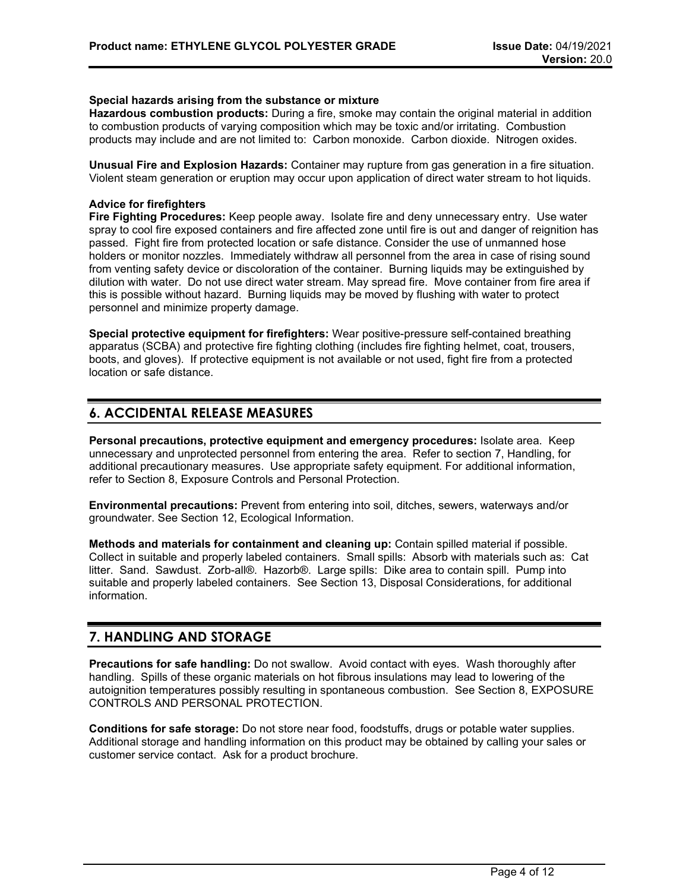### Special hazards arising from the substance or mixture

**Hazardous combustion products:** During a fire, smoke may contain the original material in addition to combustion products of varying composition which may be toxic and/or irritating. Combustion products may include and are not limited to: Carbon monoxide. Carbon dioxide. Nitrogen oxides.

**Unusual Fire and Explosion Hazards:** Container may rupture from gas generation in a fire situation. Violent steam generation or eruption may occur upon application of direct water stream to hot liquids.

### Advice for firefighters

**Fire Fighting Procedures:** Keep people away. Isolate fire and deny unnecessary entry. Use water spray to cool fire exposed containers and fire affected zone until fire is out and danger of reignition has passed. Fight fire from protected location or safe distance. Consider the use of unmanned hose holders or monitor nozzles. Immediately withdraw all personnel from the area in case of rising sound from venting safety device or discoloration of the container. Burning liquids may be extinguished by dilution with water. Do not use direct water stream. May spread fire. Move container from fire area if this is possible without hazard. Burning liquids may be moved by flushing with water to protect personnel and minimize property damage.

**Special protective equipment for firefighters:** Wear positive-pressure self-contained breathing apparatus (SCBA) and protective fire fighting clothing (includes fire fighting helmet, coat, trousers, boots, and gloves). If protective equipment is not available or not used, fight fire from a protected location or safe distance.

## 6. ACCIDENTAL RELEASE MEASURES

**Personal precautions, protective equipment and emergency procedures:** Isolate area. Keep unnecessary and unprotected personnel from entering the area. Refer to section 7, Handling, for additional precautionary measures. Use appropriate safety equipment. For additional information, refer to Section 8, Exposure Controls and Personal Protection.

**Environmental precautions:** Prevent from entering into soil, ditches, sewers, waterways and/or groundwater. See Section 12, Ecological Information.

**Methods and materials for containment and cleaning up:** Contain spilled material if possible. Collect in suitable and properly labeled containers. Small spills: Absorb with materials such as: Cat litter. Sand. Sawdust. Zorb-all®. Hazorb®. Large spills: Dike area to contain spill. Pump into suitable and properly labeled containers. See Section 13, Disposal Considerations, for additional information.

## 7. HANDLING AND STORAGE

**Precautions for safe handling:** Do not swallow. Avoid contact with eyes. Wash thoroughly after handling. Spills of these organic materials on hot fibrous insulations may lead to lowering of the autoignition temperatures possibly resulting in spontaneous combustion. See Section 8, EXPOSURE CONTROLS AND PERSONAL PROTECTION.

**Conditions for safe storage:** Do not store near food, foodstuffs, drugs or potable water supplies. Additional storage and handling information on this product may be obtained by calling your sales or customer service contact. Ask for a product brochure.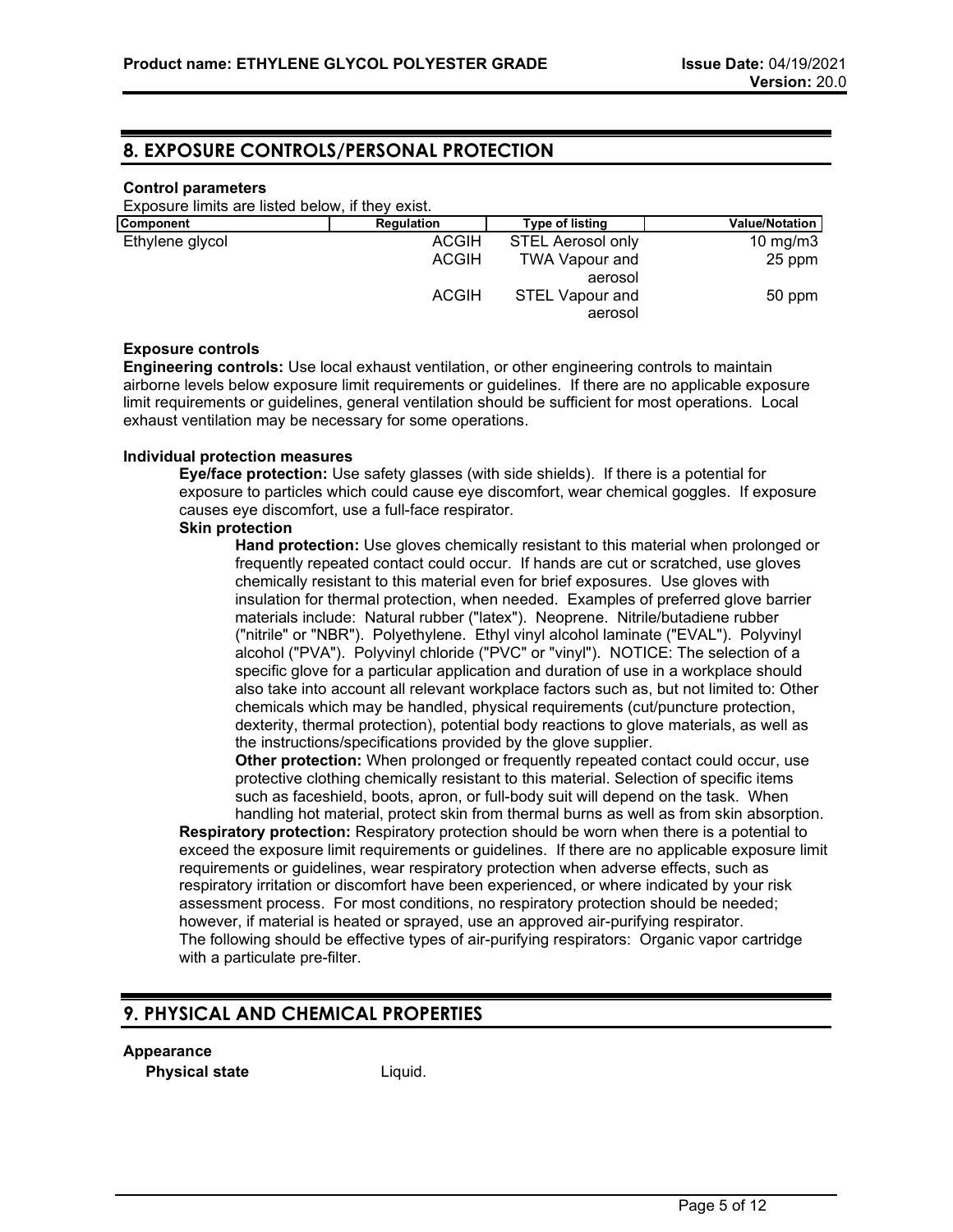## 8. EXPOSURE CONTROLS/PERSONAL PROTECTION

**Control parameters**

Exposure limits are listed below, if they exist.

| Component | Regulation | Type of listing | Value/Notation |
|---|---|---|---|
| Ethylene glycol | ACGIH | STEL Aerosol only | 10 mg/m3 |
| | ACGIH | TWA Vapour and aerosol | 25 ppm |
| | ACGIH | STEL Vapour and aerosol | 50 ppm |

**Exposure controls**

**Engineering controls:** Use local exhaust ventilation, or other engineering controls to maintain airborne levels below exposure limit requirements or guidelines. If there are no applicable exposure limit requirements or guidelines, general ventilation should be sufficient for most operations. Local exhaust ventilation may be necessary for some operations.

**Individual protection measures**

**Eye/face protection:** Use safety glasses (with side shields). If there is a potential for exposure to particles which could cause eye discomfort, wear chemical goggles. If exposure causes eye discomfort, use a full-face respirator.

**Skin protection**

**Hand protection:** Use gloves chemically resistant to this material when prolonged or frequently repeated contact could occur. If hands are cut or scratched, use gloves chemically resistant to this material even for brief exposures. Use gloves with insulation for thermal protection, when needed. Examples of preferred glove barrier materials include: Natural rubber ("latex"). Neoprene. Nitrile/butadiene rubber ("nitrile" or "NBR"). Polyethylene. Ethyl vinyl alcohol laminate ("EVAL"). Polyvinyl alcohol ("PVA"). Polyvinyl chloride ("PVC" or "vinyl"). NOTICE: The selection of a specific glove for a particular application and duration of use in a workplace should also take into account all relevant workplace factors such as, but not limited to: Other chemicals which may be handled, physical requirements (cut/puncture protection, dexterity, thermal protection), potential body reactions to glove materials, as well as the instructions/specifications provided by the glove supplier.

**Other protection:** When prolonged or frequently repeated contact could occur, use protective clothing chemically resistant to this material. Selection of specific items such as faceshield, boots, apron, or full-body suit will depend on the task. When handling hot material, protect skin from thermal burns as well as from skin absorption.

**Respiratory protection:** Respiratory protection should be worn when there is a potential to exceed the exposure limit requirements or guidelines. If there are no applicable exposure limit requirements or guidelines, wear respiratory protection when adverse effects, such as respiratory irritation or discomfort have been experienced, or where indicated by your risk assessment process. For most conditions, no respiratory protection should be needed; however, if material is heated or sprayed, use an approved air-purifying respirator.
The following should be effective types of air-purifying respirators: Organic vapor cartridge with a particulate pre-filter.

## 9. PHYSICAL AND CHEMICAL PROPERTIES

**Appearance**

**Physical state** Liquid.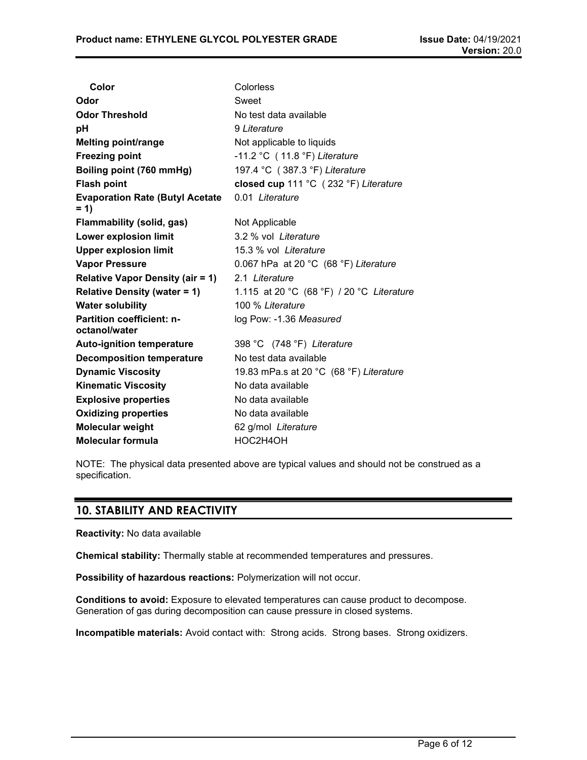| | |
|---|---|
| **Color** | Colorless |
| **Odor** | Sweet |
| **Odor Threshold** | No test data available |
| **pH** | 9 *Literature* |
| **Melting point/range** | Not applicable to liquids |
| **Freezing point** | -11.2 °C ( 11.8 °F) *Literature* |
| **Boiling point (760 mmHg)** | 197.4 °C ( 387.3 °F) *Literature* |
| **Flash point** | **closed cup** 111 °C ( 232 °F) *Literature* |
| **Evaporation Rate (Butyl Acetate = 1)** | 0.01 *Literature* |
| **Flammability (solid, gas)** | Not Applicable |
| **Lower explosion limit** | 3.2 % vol *Literature* |
| **Upper explosion limit** | 15.3 % vol *Literature* |
| **Vapor Pressure** | 0.067 hPa at 20 °C (68 °F) *Literature* |
| **Relative Vapor Density (air = 1)** | 2.1 *Literature* |
| **Relative Density (water = 1)** | 1.115 at 20 °C (68 °F) / 20 °C *Literature* |
| **Water solubility** | 100 % *Literature* |
| **Partition coefficient: n-octanol/water** | log Pow: -1.36 *Measured* |
| **Auto-ignition temperature** | 398 °C (748 °F) *Literature* |
| **Decomposition temperature** | No test data available |
| **Dynamic Viscosity** | 19.83 mPa.s at 20 °C (68 °F) *Literature* |
| **Kinematic Viscosity** | No data available |
| **Explosive properties** | No data available |
| **Oxidizing properties** | No data available |
| **Molecular weight** | 62 g/mol *Literature* |
| **Molecular formula** | HOC2H4OH |

NOTE: The physical data presented above are typical values and should not be construed as a specification.

## 10. STABILITY AND REACTIVITY

**Reactivity:** No data available

**Chemical stability:** Thermally stable at recommended temperatures and pressures.

**Possibility of hazardous reactions:** Polymerization will not occur.

**Conditions to avoid:** Exposure to elevated temperatures can cause product to decompose. Generation of gas during decomposition can cause pressure in closed systems.

**Incompatible materials:** Avoid contact with: Strong acids. Strong bases. Strong oxidizers.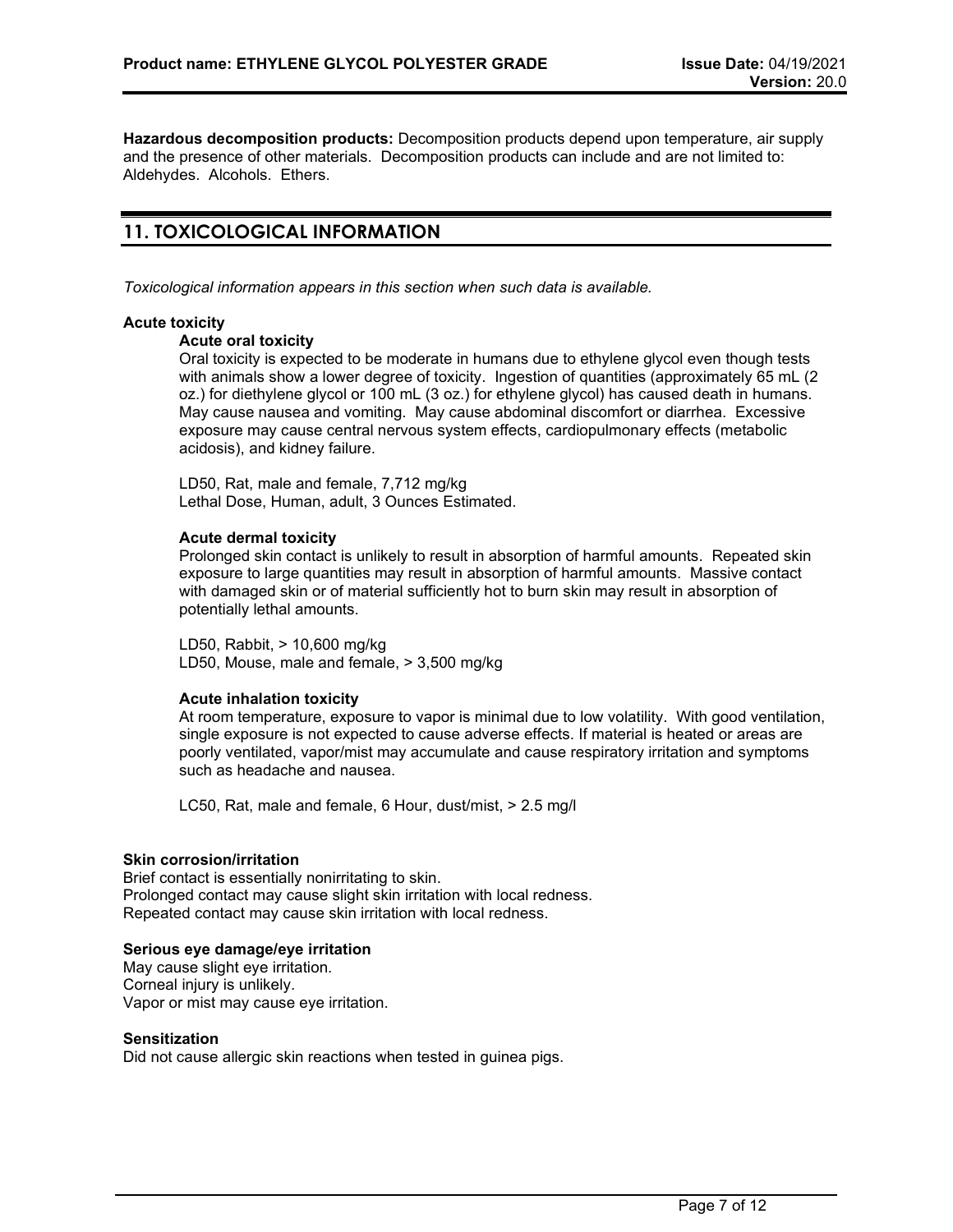**Hazardous decomposition products:** Decomposition products depend upon temperature, air supply and the presence of other materials. Decomposition products can include and are not limited to: Aldehydes. Alcohols. Ethers.

## 11. TOXICOLOGICAL INFORMATION

*Toxicological information appears in this section when such data is available.*

### Acute toxicity

#### Acute oral toxicity

Oral toxicity is expected to be moderate in humans due to ethylene glycol even though tests with animals show a lower degree of toxicity. Ingestion of quantities (approximately 65 mL (2 oz.) for diethylene glycol or 100 mL (3 oz.) for ethylene glycol) has caused death in humans. May cause nausea and vomiting. May cause abdominal discomfort or diarrhea. Excessive exposure may cause central nervous system effects, cardiopulmonary effects (metabolic acidosis), and kidney failure.

LD50, Rat, male and female, 7,712 mg/kg
Lethal Dose, Human, adult, 3 Ounces Estimated.

#### Acute dermal toxicity

Prolonged skin contact is unlikely to result in absorption of harmful amounts. Repeated skin exposure to large quantities may result in absorption of harmful amounts. Massive contact with damaged skin or of material sufficiently hot to burn skin may result in absorption of potentially lethal amounts.

LD50, Rabbit, > 10,600 mg/kg
LD50, Mouse, male and female, > 3,500 mg/kg

#### Acute inhalation toxicity

At room temperature, exposure to vapor is minimal due to low volatility. With good ventilation, single exposure is not expected to cause adverse effects. If material is heated or areas are poorly ventilated, vapor/mist may accumulate and cause respiratory irritation and symptoms such as headache and nausea.

LC50, Rat, male and female, 6 Hour, dust/mist, > 2.5 mg/l

### Skin corrosion/irritation

Brief contact is essentially nonirritating to skin.
Prolonged contact may cause slight skin irritation with local redness.
Repeated contact may cause skin irritation with local redness.

### Serious eye damage/eye irritation

May cause slight eye irritation.
Corneal injury is unlikely.
Vapor or mist may cause eye irritation.

### Sensitization

Did not cause allergic skin reactions when tested in guinea pigs.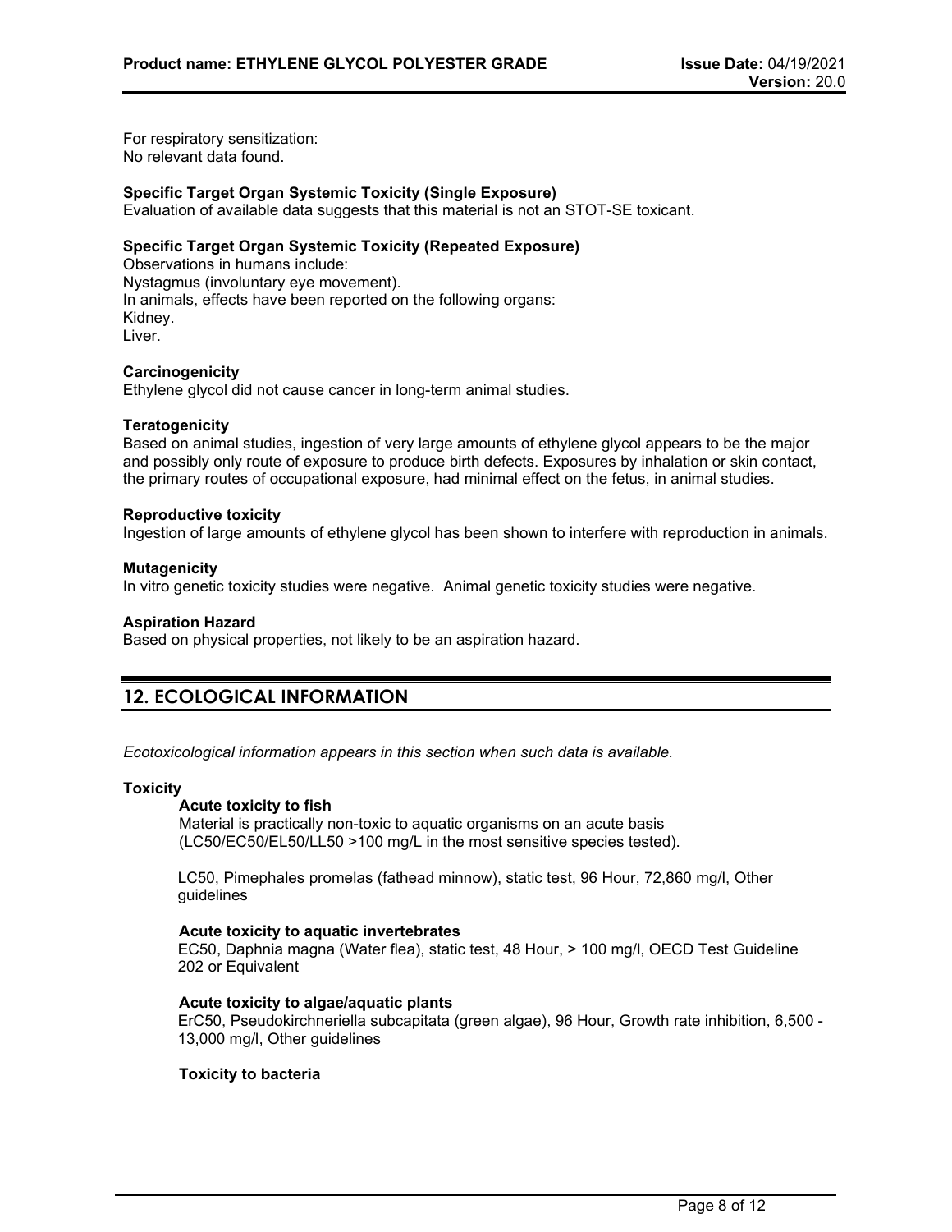For respiratory sensitization:
No relevant data found.

**Specific Target Organ Systemic Toxicity (Single Exposure)**
Evaluation of available data suggests that this material is not an STOT-SE toxicant.

**Specific Target Organ Systemic Toxicity (Repeated Exposure)**
Observations in humans include:
Nystagmus (involuntary eye movement).
In animals, effects have been reported on the following organs:
Kidney.
Liver.

**Carcinogenicity**
Ethylene glycol did not cause cancer in long-term animal studies.

**Teratogenicity**
Based on animal studies, ingestion of very large amounts of ethylene glycol appears to be the major and possibly only route of exposure to produce birth defects. Exposures by inhalation or skin contact, the primary routes of occupational exposure, had minimal effect on the fetus, in animal studies.

**Reproductive toxicity**
Ingestion of large amounts of ethylene glycol has been shown to interfere with reproduction in animals.

**Mutagenicity**
In vitro genetic toxicity studies were negative. Animal genetic toxicity studies were negative.

**Aspiration Hazard**
Based on physical properties, not likely to be an aspiration hazard.

## 12. ECOLOGICAL INFORMATION

*Ecotoxicological information appears in this section when such data is available.*

**Toxicity**

**Acute toxicity to fish**
Material is practically non-toxic to aquatic organisms on an acute basis (LC50/EC50/EL50/LL50 >100 mg/L in the most sensitive species tested).

LC50, Pimephales promelas (fathead minnow), static test, 96 Hour, 72,860 mg/l, Other guidelines

**Acute toxicity to aquatic invertebrates**
EC50, Daphnia magna (Water flea), static test, 48 Hour, > 100 mg/l, OECD Test Guideline 202 or Equivalent

**Acute toxicity to algae/aquatic plants**
ErC50, Pseudokirchneriella subcapitata (green algae), 96 Hour, Growth rate inhibition, 6,500 - 13,000 mg/l, Other guidelines

**Toxicity to bacteria**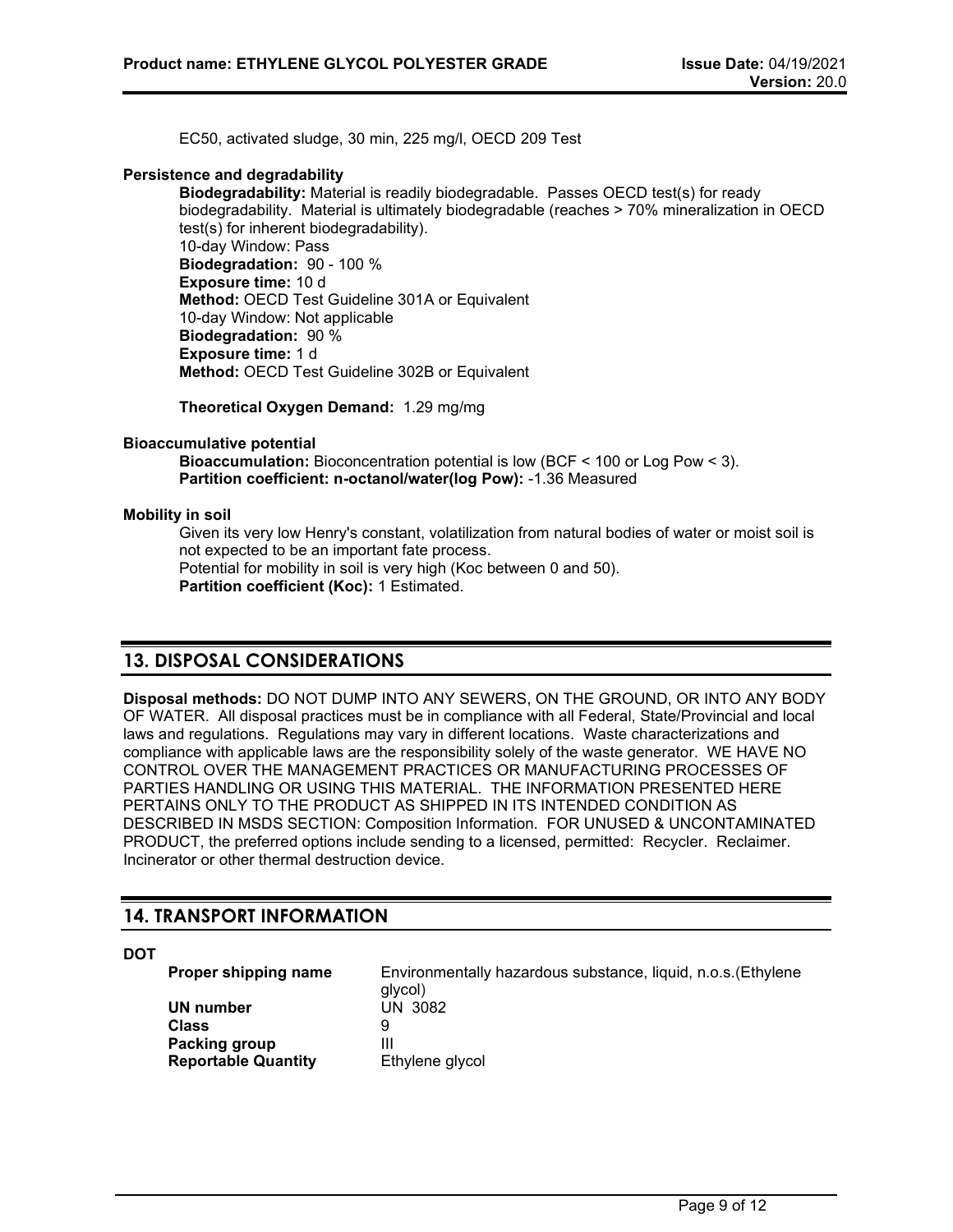EC50, activated sludge, 30 min, 225 mg/l, OECD 209 Test

**Persistence and degradability**

**Biodegradability:** Material is readily biodegradable. Passes OECD test(s) for ready biodegradability. Material is ultimately biodegradable (reaches > 70% mineralization in OECD test(s) for inherent biodegradability).
10-day Window: Pass
**Biodegradation:** 90 - 100 %
**Exposure time:** 10 d
**Method:** OECD Test Guideline 301A or Equivalent
10-day Window: Not applicable
**Biodegradation:** 90 %
**Exposure time:** 1 d
**Method:** OECD Test Guideline 302B or Equivalent

**Theoretical Oxygen Demand:** 1.29 mg/mg

**Bioaccumulative potential**

**Bioaccumulation:** Bioconcentration potential is low (BCF < 100 or Log Pow < 3).
**Partition coefficient: n-octanol/water(log Pow):** -1.36 Measured

**Mobility in soil**

Given its very low Henry's constant, volatilization from natural bodies of water or moist soil is not expected to be an important fate process.
Potential for mobility in soil is very high (Koc between 0 and 50).
**Partition coefficient (Koc):** 1 Estimated.

## 13. DISPOSAL CONSIDERATIONS

**Disposal methods:** DO NOT DUMP INTO ANY SEWERS, ON THE GROUND, OR INTO ANY BODY OF WATER. All disposal practices must be in compliance with all Federal, State/Provincial and local laws and regulations. Regulations may vary in different locations. Waste characterizations and compliance with applicable laws are the responsibility solely of the waste generator. WE HAVE NO CONTROL OVER THE MANAGEMENT PRACTICES OR MANUFACTURING PROCESSES OF PARTIES HANDLING OR USING THIS MATERIAL. THE INFORMATION PRESENTED HERE PERTAINS ONLY TO THE PRODUCT AS SHIPPED IN ITS INTENDED CONDITION AS DESCRIBED IN MSDS SECTION: Composition Information. FOR UNUSED & UNCONTAMINATED PRODUCT, the preferred options include sending to a licensed, permitted: Recycler. Reclaimer. Incinerator or other thermal destruction device.

## 14. TRANSPORT INFORMATION

**DOT**

| | |
|---|---|
| **Proper shipping name** | Environmentally hazardous substance, liquid, n.o.s.(Ethylene glycol) |
| **UN number** | UN 3082 |
| **Class** | 9 |
| **Packing group** | III |
| **Reportable Quantity** | Ethylene glycol |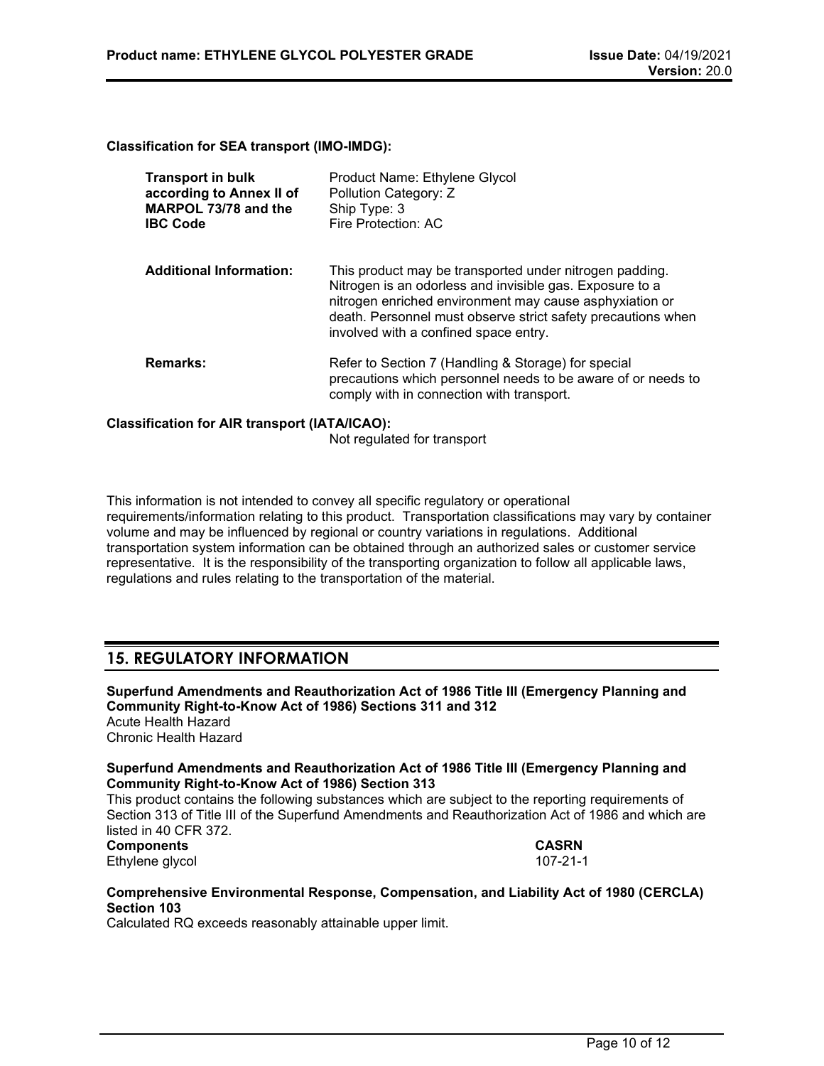**Classification for SEA transport (IMO-IMDG):**

| | |
|---|---|
| **Transport in bulk according to Annex II of MARPOL 73/78 and the IBC Code** | Product Name: Ethylene Glycol<br>Pollution Category: Z<br>Ship Type: 3<br>Fire Protection: AC |
| **Additional Information:** | This product may be transported under nitrogen padding. Nitrogen is an odorless and invisible gas. Exposure to a nitrogen enriched environment may cause asphyxiation or death. Personnel must observe strict safety precautions when involved with a confined space entry. |
| **Remarks:** | Refer to Section 7 (Handling & Storage) for special precautions which personnel needs to be aware of or needs to comply with in connection with transport. |

**Classification for AIR transport (IATA/ICAO):**

Not regulated for transport

This information is not intended to convey all specific regulatory or operational requirements/information relating to this product. Transportation classifications may vary by container volume and may be influenced by regional or country variations in regulations. Additional transportation system information can be obtained through an authorized sales or customer service representative. It is the responsibility of the transporting organization to follow all applicable laws, regulations and rules relating to the transportation of the material.

## 15. REGULATORY INFORMATION

**Superfund Amendments and Reauthorization Act of 1986 Title III (Emergency Planning and Community Right-to-Know Act of 1986) Sections 311 and 312**

Acute Health Hazard
Chronic Health Hazard

**Superfund Amendments and Reauthorization Act of 1986 Title III (Emergency Planning and Community Right-to-Know Act of 1986) Section 313**

This product contains the following substances which are subject to the reporting requirements of Section 313 of Title III of the Superfund Amendments and Reauthorization Act of 1986 and which are listed in 40 CFR 372.

| **Components** | **CASRN** |
|---|---|
| Ethylene glycol | 107-21-1 |

**Comprehensive Environmental Response, Compensation, and Liability Act of 1980 (CERCLA) Section 103**

Calculated RQ exceeds reasonably attainable upper limit.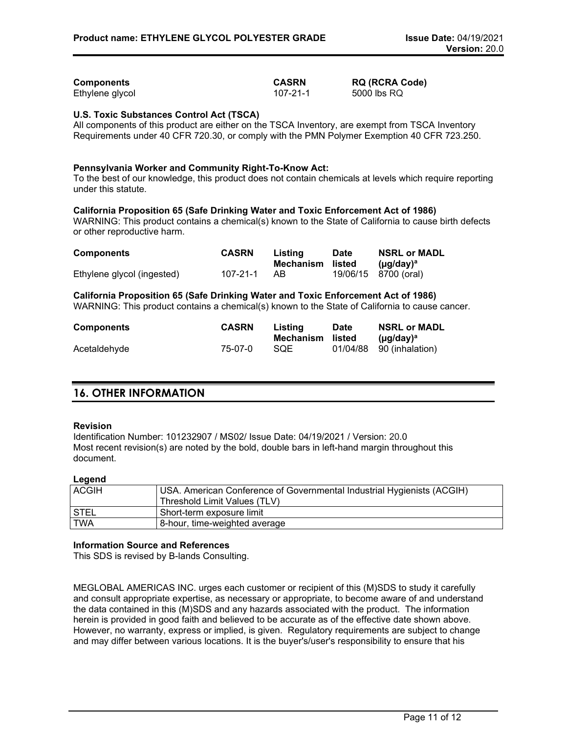| Components | CASRN | RQ (RCRA Code) |
|---|---|---|
| Ethylene glycol | 107-21-1 | 5000 lbs RQ |

**U.S. Toxic Substances Control Act (TSCA)**
All components of this product are either on the TSCA Inventory, are exempt from TSCA Inventory Requirements under 40 CFR 720.30, or comply with the PMN Polymer Exemption 40 CFR 723.250.

**Pennsylvania Worker and Community Right-To-Know Act:**
To the best of our knowledge, this product does not contain chemicals at levels which require reporting under this statute.

**California Proposition 65 (Safe Drinking Water and Toxic Enforcement Act of 1986)**
WARNING: This product contains a chemical(s) known to the State of California to cause birth defects or other reproductive harm.

| Components | CASRN | Listing Mechanism | Date listed | NSRL or MADL (µg/day)[a] |
|---|---|---|---|---|
| Ethylene glycol (ingested) | 107-21-1 | AB | 19/06/15 | 8700 (oral) |

**California Proposition 65 (Safe Drinking Water and Toxic Enforcement Act of 1986)**
WARNING: This product contains a chemical(s) known to the State of California to cause cancer.

| Components | CASRN | Listing Mechanism | Date listed | NSRL or MADL (µg/day)[a] |
|---|---|---|---|---|
| Acetaldehyde | 75-07-0 | SQE | 01/04/88 | 90 (inhalation) |

## 16. OTHER INFORMATION

**Revision**
Identification Number: 101232907 / MS02/ Issue Date: 04/19/2021 / Version: 20.0
Most recent revision(s) are noted by the bold, double bars in left-hand margin throughout this document.

**Legend**

| | |
|---|---|
| ACGIH | USA. American Conference of Governmental Industrial Hygienists (ACGIH) Threshold Limit Values (TLV) |
| STEL | Short-term exposure limit |
| TWA | 8-hour, time-weighted average |

**Information Source and References**
This SDS is revised by B-lands Consulting.

MEGLOBAL AMERICAS INC. urges each customer or recipient of this (M)SDS to study it carefully and consult appropriate expertise, as necessary or appropriate, to become aware of and understand the data contained in this (M)SDS and any hazards associated with the product. The information herein is provided in good faith and believed to be accurate as of the effective date shown above. However, no warranty, express or implied, is given. Regulatory requirements are subject to change and may differ between various locations. It is the buyer's/user's responsibility to ensure that his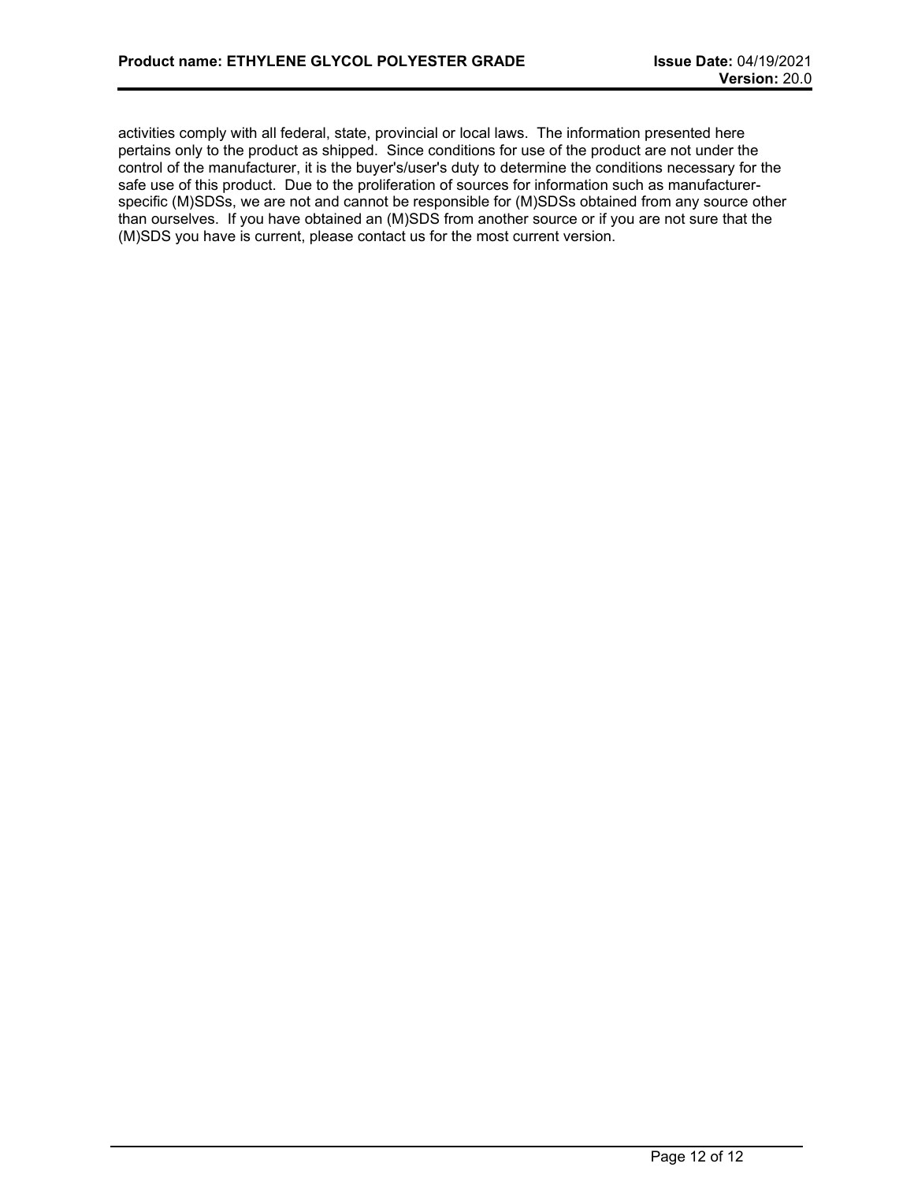activities comply with all federal, state, provincial or local laws. The information presented here pertains only to the product as shipped. Since conditions for use of the product are not under the control of the manufacturer, it is the buyer's/user's duty to determine the conditions necessary for the safe use of this product. Due to the proliferation of sources for information such as manufacturer-specific (M)SDSs, we are not and cannot be responsible for (M)SDSs obtained from any source other than ourselves. If you have obtained an (M)SDS from another source or if you are not sure that the (M)SDS you have is current, please contact us for the most current version.